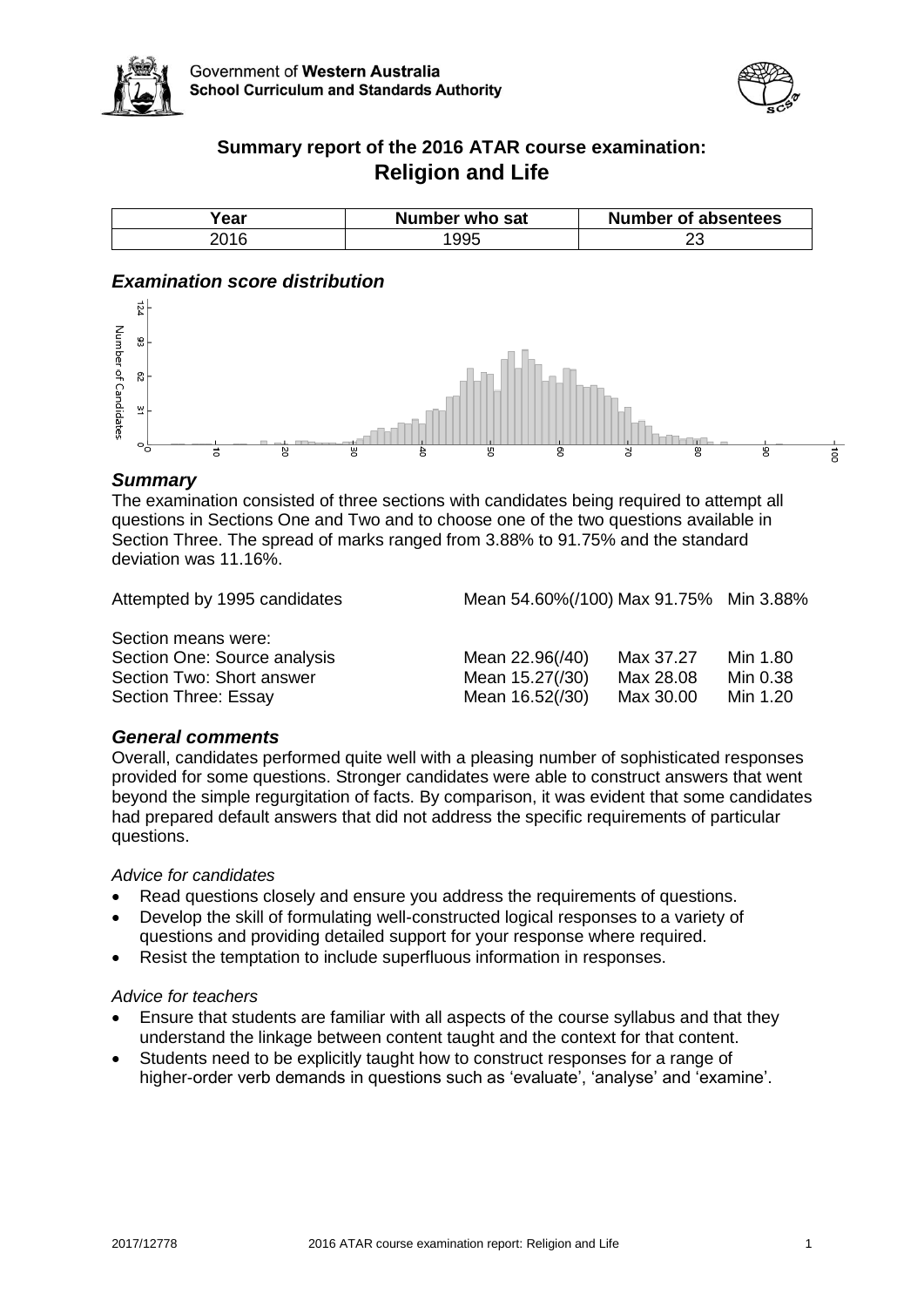Government of **Western Australia**
**School Curriculum and Standards Authority**

## Summary report of the 2016 ATAR course examination: Religion and Life

| Year | Number who sat | Number of absentees |
|---|---|---|
| 2016 | 1995 | 23 |

### *Examination score distribution*

### *Summary*

The examination consisted of three sections with candidates being required to attempt all questions in Sections One and Two and to choose one of the two questions available in Section Three. The spread of marks ranged from 3.88% to 91.75% and the standard deviation was 11.16%.

| | | | |
|---|---|---|---|
| Attempted by 1995 candidates | Mean 54.60%(/100) | Max 91.75% | Min 3.88% |
| Section means were: | | | |
| Section One: Source analysis | Mean 22.96(/40) | Max 37.27 | Min 1.80 |
| Section Two: Short answer | Mean 15.27(/30) | Max 28.08 | Min 0.38 |
| Section Three: Essay | Mean 16.52(/30) | Max 30.00 | Min 1.20 |

### *General comments*

Overall, candidates performed quite well with a pleasing number of sophisticated responses provided for some questions. Stronger candidates were able to construct answers that went beyond the simple regurgitation of facts. By comparison, it was evident that some candidates had prepared default answers that did not address the specific requirements of particular questions.

*Advice for candidates*

- Read questions closely and ensure you address the requirements of questions.
- Develop the skill of formulating well-constructed logical responses to a variety of questions and providing detailed support for your response where required.
- Resist the temptation to include superfluous information in responses.

*Advice for teachers*

- Ensure that students are familiar with all aspects of the course syllabus and that they understand the linkage between content taught and the context for that content.
- Students need to be explicitly taught how to construct responses for a range of higher-order verb demands in questions such as 'evaluate', 'analyse' and 'examine'.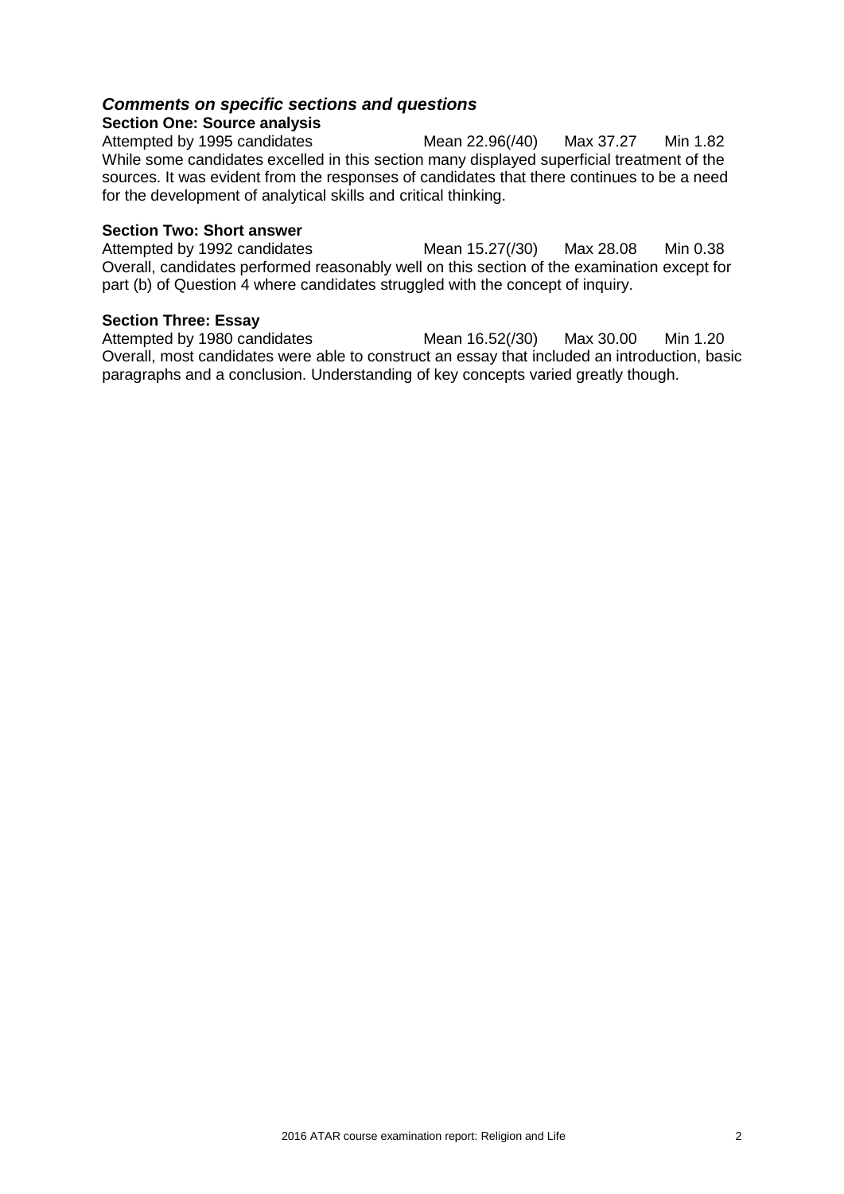## *Comments on specific sections and questions*

**Section One: Source analysis**

Attempted by 1995 candidates Mean 22.96(/40) Max 37.27 Min 1.82

While some candidates excelled in this section many displayed superficial treatment of the sources. It was evident from the responses of candidates that there continues to be a need for the development of analytical skills and critical thinking.

**Section Two: Short answer**

Attempted by 1992 candidates Mean 15.27(/30) Max 28.08 Min 0.38

Overall, candidates performed reasonably well on this section of the examination except for part (b) of Question 4 where candidates struggled with the concept of inquiry.

**Section Three: Essay**

Attempted by 1980 candidates Mean 16.52(/30) Max 30.00 Min 1.20

Overall, most candidates were able to construct an essay that included an introduction, basic paragraphs and a conclusion. Understanding of key concepts varied greatly though.